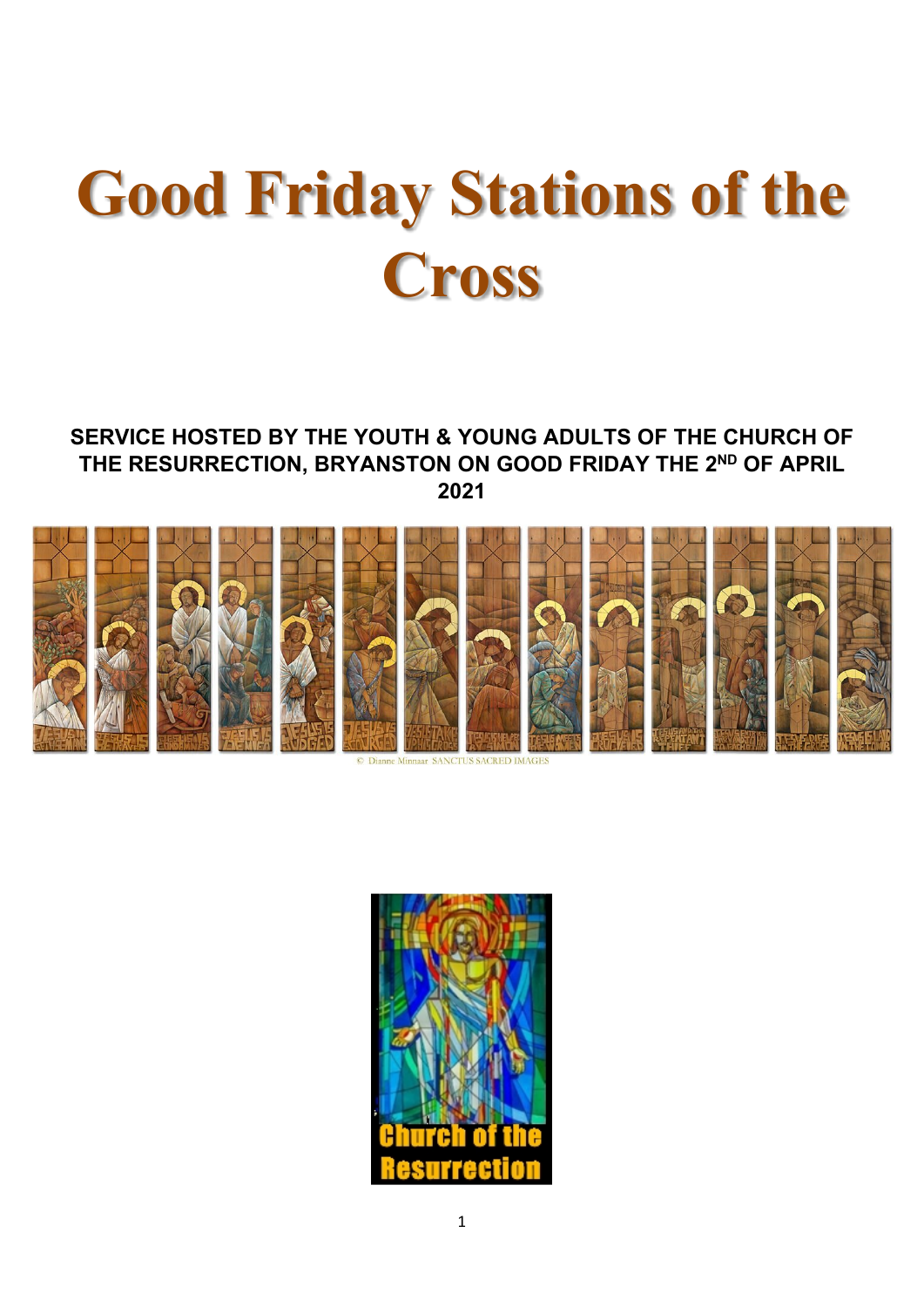# Good Friday Stations of the Cross

**SERVICE HOSTED BY THE YOUTH & YOUNG ADULTS OF THE CHURCH OF THE RESURRECTION, BRYANSTON ON GOOD FRIDAY THE 2ND OF APRIL 2021**

© Dianne Minnaar SANCTUS SACRED IMAGES

Church of the Resurrection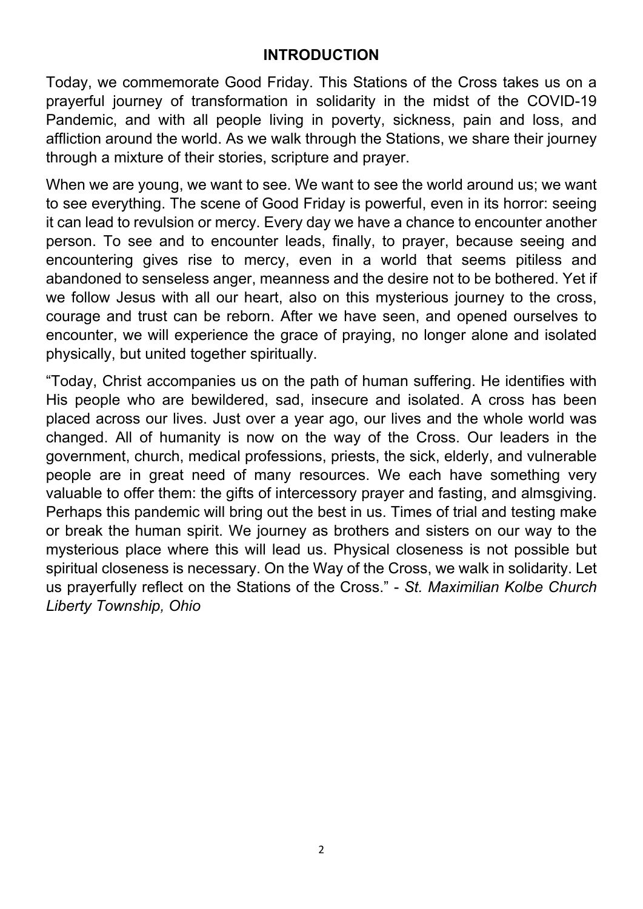## INTRODUCTION

Today, we commemorate Good Friday. This Stations of the Cross takes us on a prayerful journey of transformation in solidarity in the midst of the COVID-19 Pandemic, and with all people living in poverty, sickness, pain and loss, and affliction around the world. As we walk through the Stations, we share their journey through a mixture of their stories, scripture and prayer.

When we are young, we want to see. We want to see the world around us; we want to see everything. The scene of Good Friday is powerful, even in its horror: seeing it can lead to revulsion or mercy. Every day we have a chance to encounter another person. To see and to encounter leads, finally, to prayer, because seeing and encountering gives rise to mercy, even in a world that seems pitiless and abandoned to senseless anger, meanness and the desire not to be bothered. Yet if we follow Jesus with all our heart, also on this mysterious journey to the cross, courage and trust can be reborn. After we have seen, and opened ourselves to encounter, we will experience the grace of praying, no longer alone and isolated physically, but united together spiritually.

"Today, Christ accompanies us on the path of human suffering. He identifies with His people who are bewildered, sad, insecure and isolated. A cross has been placed across our lives. Just over a year ago, our lives and the whole world was changed. All of humanity is now on the way of the Cross. Our leaders in the government, church, medical professions, priests, the sick, elderly, and vulnerable people are in great need of many resources. We each have something very valuable to offer them: the gifts of intercessory prayer and fasting, and almsgiving. Perhaps this pandemic will bring out the best in us. Times of trial and testing make or break the human spirit. We journey as brothers and sisters on our way to the mysterious place where this will lead us. Physical closeness is not possible but spiritual closeness is necessary. On the Way of the Cross, we walk in solidarity. Let us prayerfully reflect on the Stations of the Cross." - *St. Maximilian Kolbe Church Liberty Township, Ohio*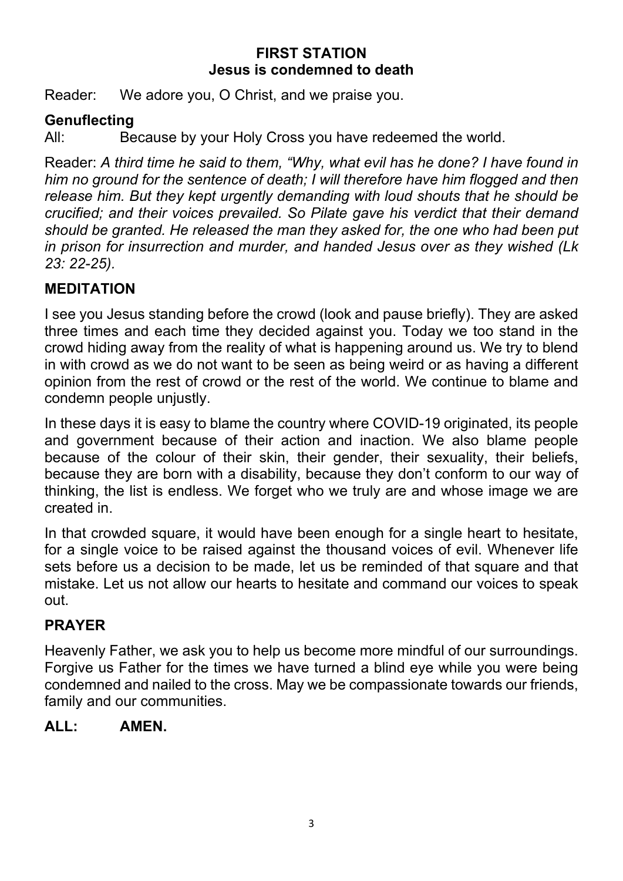## FIRST STATION
## Jesus is condemned to death

Reader: We adore you, O Christ, and we praise you.

**Genuflecting**

All: Because by your Holy Cross you have redeemed the world.

Reader: *A third time he said to them, "Why, what evil has he done? I have found in him no ground for the sentence of death; I will therefore have him flogged and then release him. But they kept urgently demanding with loud shouts that he should be crucified; and their voices prevailed. So Pilate gave his verdict that their demand should be granted. He released the man they asked for, the one who had been put in prison for insurrection and murder, and handed Jesus over as they wished (Lk 23: 22-25).*

### MEDITATION

I see you Jesus standing before the crowd (look and pause briefly). They are asked three times and each time they decided against you. Today we too stand in the crowd hiding away from the reality of what is happening around us. We try to blend in with crowd as we do not want to be seen as being weird or as having a different opinion from the rest of crowd or the rest of the world. We continue to blame and condemn people unjustly.

In these days it is easy to blame the country where COVID-19 originated, its people and government because of their action and inaction. We also blame people because of the colour of their skin, their gender, their sexuality, their beliefs, because they are born with a disability, because they don't conform to our way of thinking, the list is endless. We forget who we truly are and whose image we are created in.

In that crowded square, it would have been enough for a single heart to hesitate, for a single voice to be raised against the thousand voices of evil. Whenever life sets before us a decision to be made, let us be reminded of that square and that mistake. Let us not allow our hearts to hesitate and command our voices to speak out.

### PRAYER

Heavenly Father, we ask you to help us become more mindful of our surroundings. Forgive us Father for the times we have turned a blind eye while you were being condemned and nailed to the cross. May we be compassionate towards our friends, family and our communities.

**ALL: AMEN.**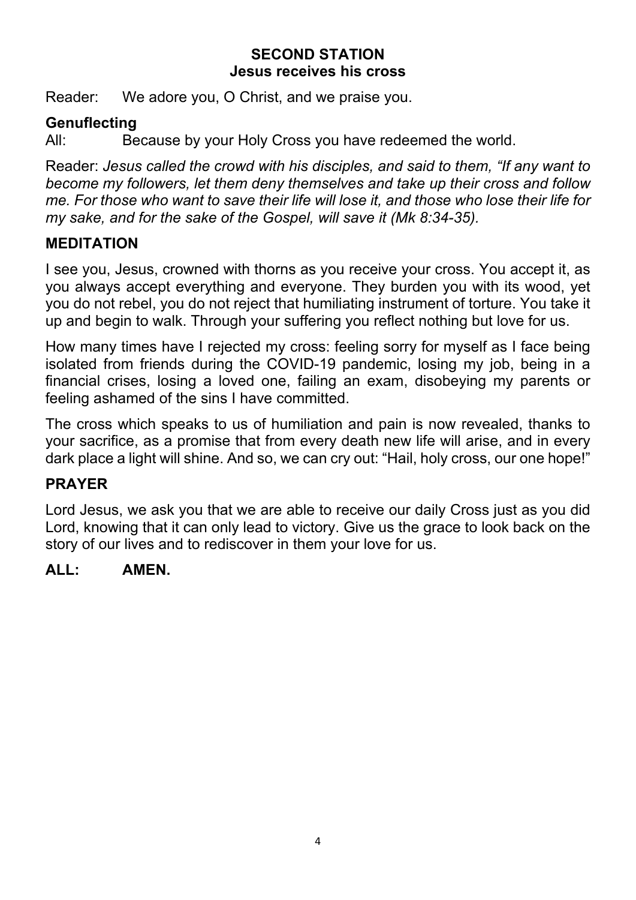## SECOND STATION
### Jesus receives his cross

Reader: We adore you, O Christ, and we praise you.

**Genuflecting**

All: Because by your Holy Cross you have redeemed the world.

Reader: *Jesus called the crowd with his disciples, and said to them, "If any want to become my followers, let them deny themselves and take up their cross and follow me. For those who want to save their life will lose it, and those who lose their life for my sake, and for the sake of the Gospel, will save it (Mk 8:34-35).*

### MEDITATION

I see you, Jesus, crowned with thorns as you receive your cross. You accept it, as you always accept everything and everyone. They burden you with its wood, yet you do not rebel, you do not reject that humiliating instrument of torture. You take it up and begin to walk. Through your suffering you reflect nothing but love for us.

How many times have I rejected my cross: feeling sorry for myself as I face being isolated from friends during the COVID-19 pandemic, losing my job, being in a financial crises, losing a loved one, failing an exam, disobeying my parents or feeling ashamed of the sins I have committed.

The cross which speaks to us of humiliation and pain is now revealed, thanks to your sacrifice, as a promise that from every death new life will arise, and in every dark place a light will shine. And so, we can cry out: "Hail, holy cross, our one hope!"

### PRAYER

Lord Jesus, we ask you that we are able to receive our daily Cross just as you did Lord, knowing that it can only lead to victory. Give us the grace to look back on the story of our lives and to rediscover in them your love for us.

**ALL: AMEN.**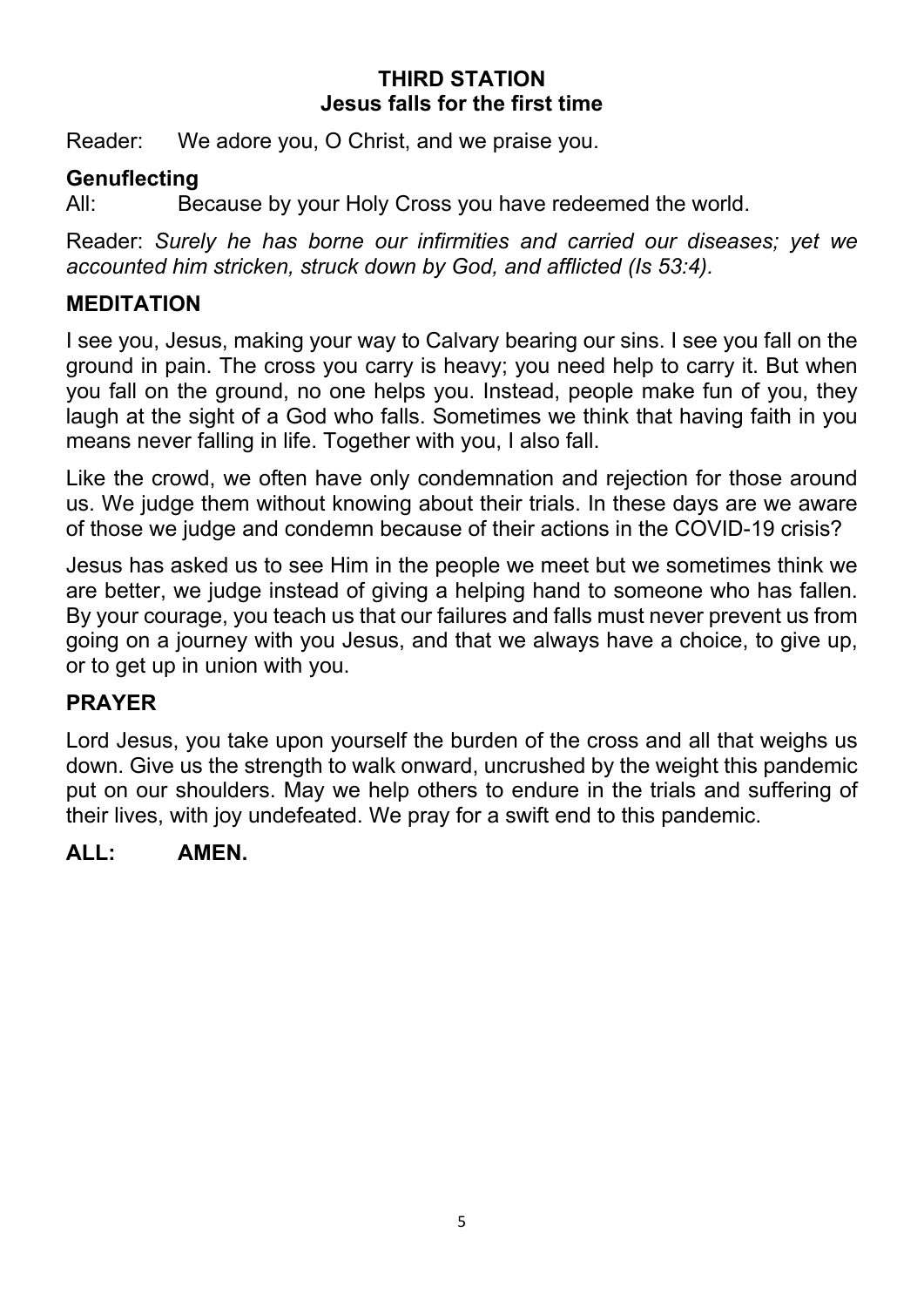## THIRD STATION
## Jesus falls for the first time

Reader: We adore you, O Christ, and we praise you.

**Genuflecting**

All: Because by your Holy Cross you have redeemed the world.

Reader: *Surely he has borne our infirmities and carried our diseases; yet we accounted him stricken, struck down by God, and afflicted (Is 53:4).*

### MEDITATION

I see you, Jesus, making your way to Calvary bearing our sins. I see you fall on the ground in pain. The cross you carry is heavy; you need help to carry it. But when you fall on the ground, no one helps you. Instead, people make fun of you, they laugh at the sight of a God who falls. Sometimes we think that having faith in you means never falling in life. Together with you, I also fall.

Like the crowd, we often have only condemnation and rejection for those around us. We judge them without knowing about their trials. In these days are we aware of those we judge and condemn because of their actions in the COVID-19 crisis?

Jesus has asked us to see Him in the people we meet but we sometimes think we are better, we judge instead of giving a helping hand to someone who has fallen. By your courage, you teach us that our failures and falls must never prevent us from going on a journey with you Jesus, and that we always have a choice, to give up, or to get up in union with you.

### PRAYER

Lord Jesus, you take upon yourself the burden of the cross and all that weighs us down. Give us the strength to walk onward, uncrushed by the weight this pandemic put on our shoulders. May we help others to endure in the trials and suffering of their lives, with joy undefeated. We pray for a swift end to this pandemic.

**ALL: AMEN.**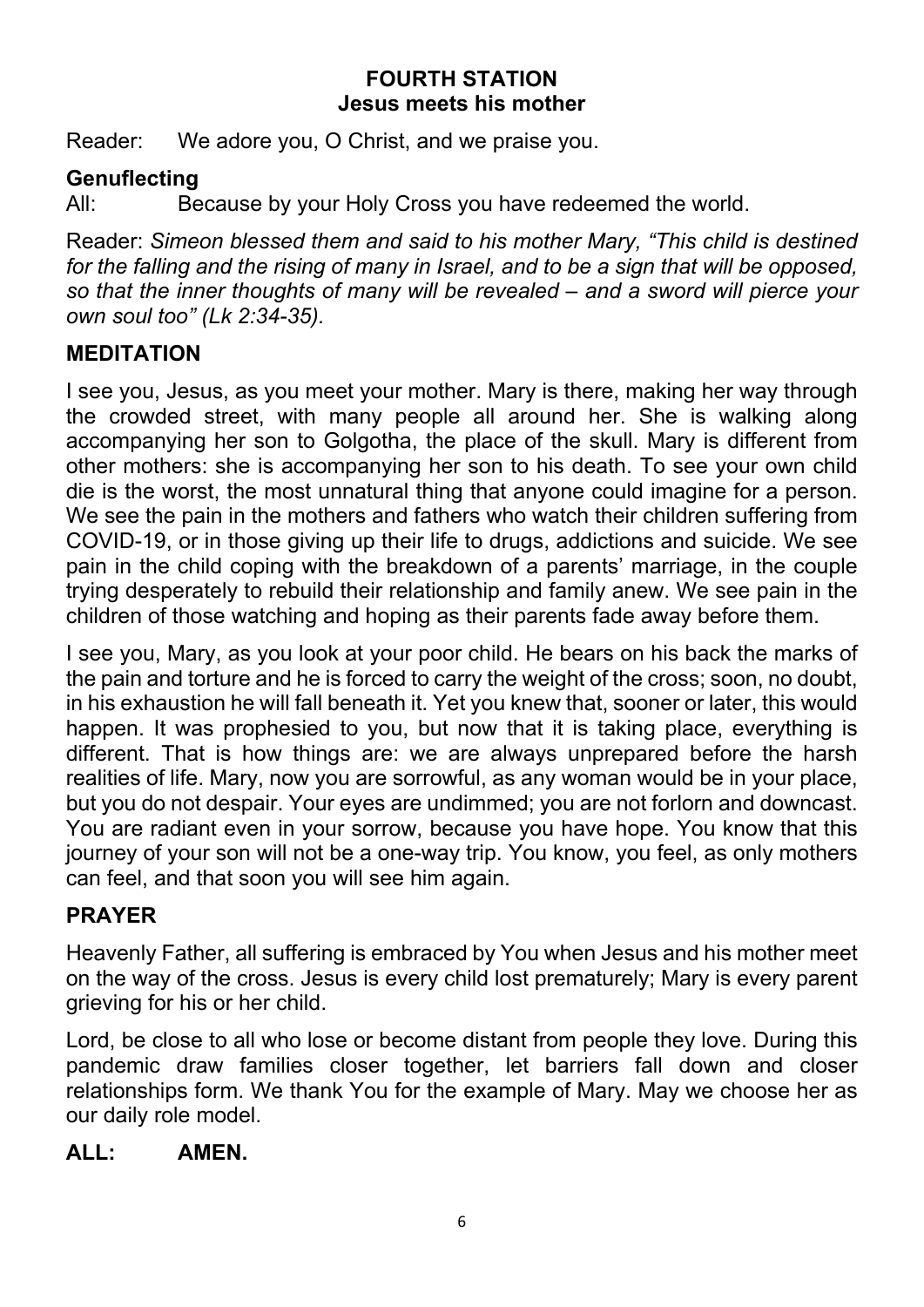## FOURTH STATION
## Jesus meets his mother

Reader: We adore you, O Christ, and we praise you.

**Genuflecting**

All: Because by your Holy Cross you have redeemed the world.

Reader: *Simeon blessed them and said to his mother Mary, "This child is destined for the falling and the rising of many in Israel, and to be a sign that will be opposed, so that the inner thoughts of many will be revealed – and a sword will pierce your own soul too" (Lk 2:34-35).*

### MEDITATION

I see you, Jesus, as you meet your mother. Mary is there, making her way through the crowded street, with many people all around her. She is walking along accompanying her son to Golgotha, the place of the skull. Mary is different from other mothers: she is accompanying her son to his death. To see your own child die is the worst, the most unnatural thing that anyone could imagine for a person. We see the pain in the mothers and fathers who watch their children suffering from COVID-19, or in those giving up their life to drugs, addictions and suicide. We see pain in the child coping with the breakdown of a parents' marriage, in the couple trying desperately to rebuild their relationship and family anew. We see pain in the children of those watching and hoping as their parents fade away before them.

I see you, Mary, as you look at your poor child. He bears on his back the marks of the pain and torture and he is forced to carry the weight of the cross; soon, no doubt, in his exhaustion he will fall beneath it. Yet you knew that, sooner or later, this would happen. It was prophesied to you, but now that it is taking place, everything is different. That is how things are: we are always unprepared before the harsh realities of life. Mary, now you are sorrowful, as any woman would be in your place, but you do not despair. Your eyes are undimmed; you are not forlorn and downcast. You are radiant even in your sorrow, because you have hope. You know that this journey of your son will not be a one-way trip. You know, you feel, as only mothers can feel, and that soon you will see him again.

### PRAYER

Heavenly Father, all suffering is embraced by You when Jesus and his mother meet on the way of the cross. Jesus is every child lost prematurely; Mary is every parent grieving for his or her child.

Lord, be close to all who lose or become distant from people they love. During this pandemic draw families closer together, let barriers fall down and closer relationships form. We thank You for the example of Mary. May we choose her as our daily role model.

**ALL: AMEN.**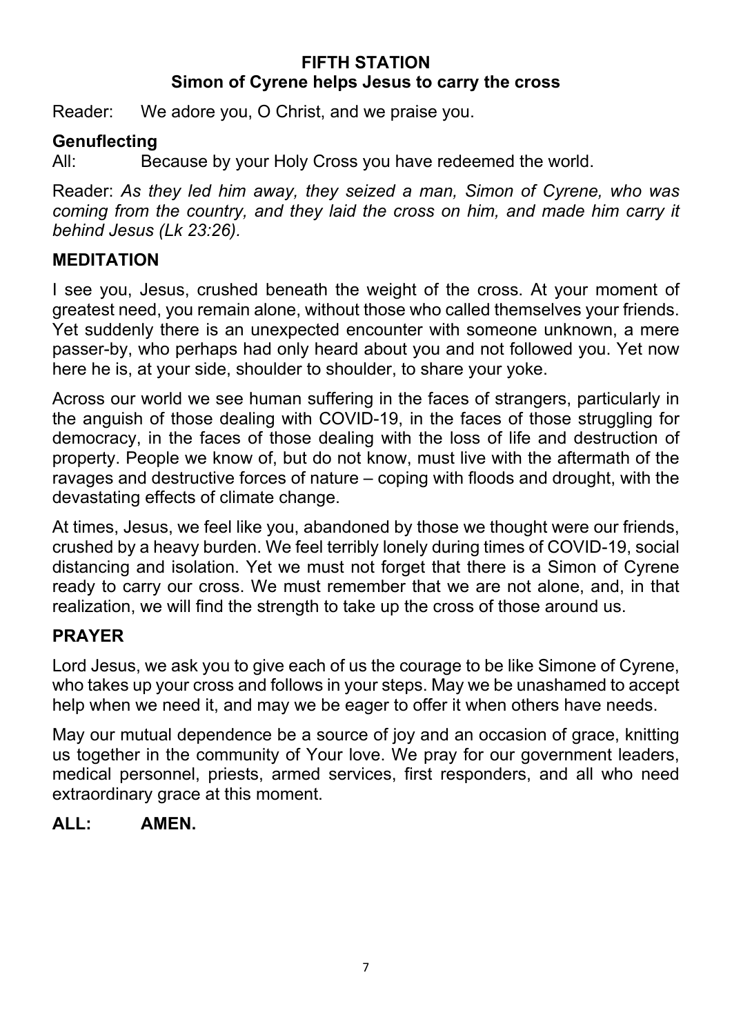## FIFTH STATION
## Simon of Cyrene helps Jesus to carry the cross

Reader: We adore you, O Christ, and we praise you.

**Genuflecting**

All: Because by your Holy Cross you have redeemed the world.

Reader: *As they led him away, they seized a man, Simon of Cyrene, who was coming from the country, and they laid the cross on him, and made him carry it behind Jesus (Lk 23:26).*

### MEDITATION

I see you, Jesus, crushed beneath the weight of the cross. At your moment of greatest need, you remain alone, without those who called themselves your friends. Yet suddenly there is an unexpected encounter with someone unknown, a mere passer-by, who perhaps had only heard about you and not followed you. Yet now here he is, at your side, shoulder to shoulder, to share your yoke.

Across our world we see human suffering in the faces of strangers, particularly in the anguish of those dealing with COVID-19, in the faces of those struggling for democracy, in the faces of those dealing with the loss of life and destruction of property. People we know of, but do not know, must live with the aftermath of the ravages and destructive forces of nature – coping with floods and drought, with the devastating effects of climate change.

At times, Jesus, we feel like you, abandoned by those we thought were our friends, crushed by a heavy burden. We feel terribly lonely during times of COVID-19, social distancing and isolation. Yet we must not forget that there is a Simon of Cyrene ready to carry our cross. We must remember that we are not alone, and, in that realization, we will find the strength to take up the cross of those around us.

### PRAYER

Lord Jesus, we ask you to give each of us the courage to be like Simone of Cyrene, who takes up your cross and follows in your steps. May we be unashamed to accept help when we need it, and may we be eager to offer it when others have needs.

May our mutual dependence be a source of joy and an occasion of grace, knitting us together in the community of Your love. We pray for our government leaders, medical personnel, priests, armed services, first responders, and all who need extraordinary grace at this moment.

**ALL: AMEN.**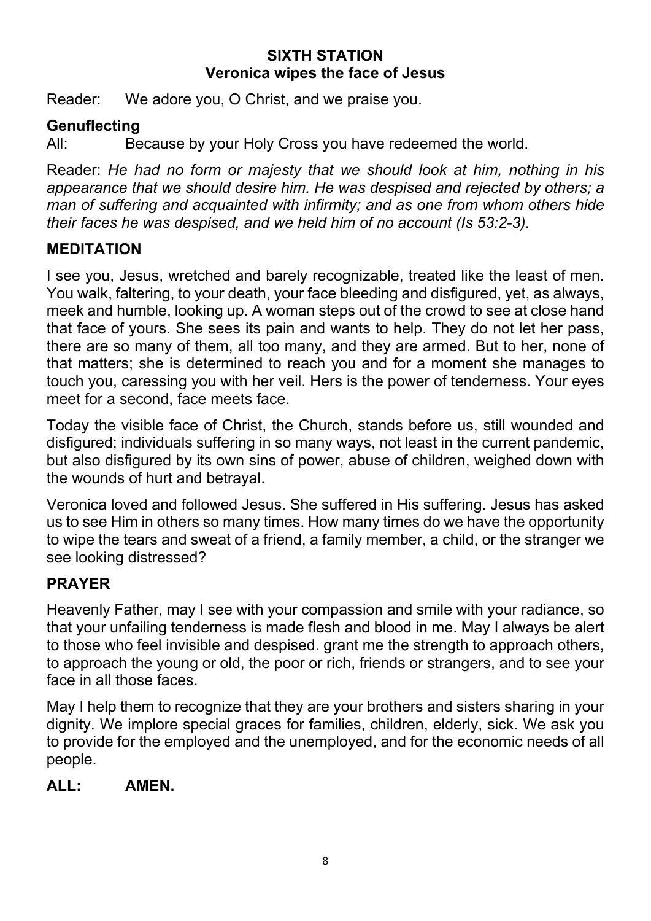## SIXTH STATION
## Veronica wipes the face of Jesus

Reader: We adore you, O Christ, and we praise you.

**Genuflecting**

All: Because by your Holy Cross you have redeemed the world.

Reader: *He had no form or majesty that we should look at him, nothing in his appearance that we should desire him. He was despised and rejected by others; a man of suffering and acquainted with infirmity; and as one from whom others hide their faces he was despised, and we held him of no account (Is 53:2-3).*

### MEDITATION

I see you, Jesus, wretched and barely recognizable, treated like the least of men. You walk, faltering, to your death, your face bleeding and disfigured, yet, as always, meek and humble, looking up. A woman steps out of the crowd to see at close hand that face of yours. She sees its pain and wants to help. They do not let her pass, there are so many of them, all too many, and they are armed. But to her, none of that matters; she is determined to reach you and for a moment she manages to touch you, caressing you with her veil. Hers is the power of tenderness. Your eyes meet for a second, face meets face.

Today the visible face of Christ, the Church, stands before us, still wounded and disfigured; individuals suffering in so many ways, not least in the current pandemic, but also disfigured by its own sins of power, abuse of children, weighed down with the wounds of hurt and betrayal.

Veronica loved and followed Jesus. She suffered in His suffering. Jesus has asked us to see Him in others so many times. How many times do we have the opportunity to wipe the tears and sweat of a friend, a family member, a child, or the stranger we see looking distressed?

### PRAYER

Heavenly Father, may I see with your compassion and smile with your radiance, so that your unfailing tenderness is made flesh and blood in me. May I always be alert to those who feel invisible and despised. grant me the strength to approach others, to approach the young or old, the poor or rich, friends or strangers, and to see your face in all those faces.

May I help them to recognize that they are your brothers and sisters sharing in your dignity. We implore special graces for families, children, elderly, sick. We ask you to provide for the employed and the unemployed, and for the economic needs of all people.

**ALL: AMEN.**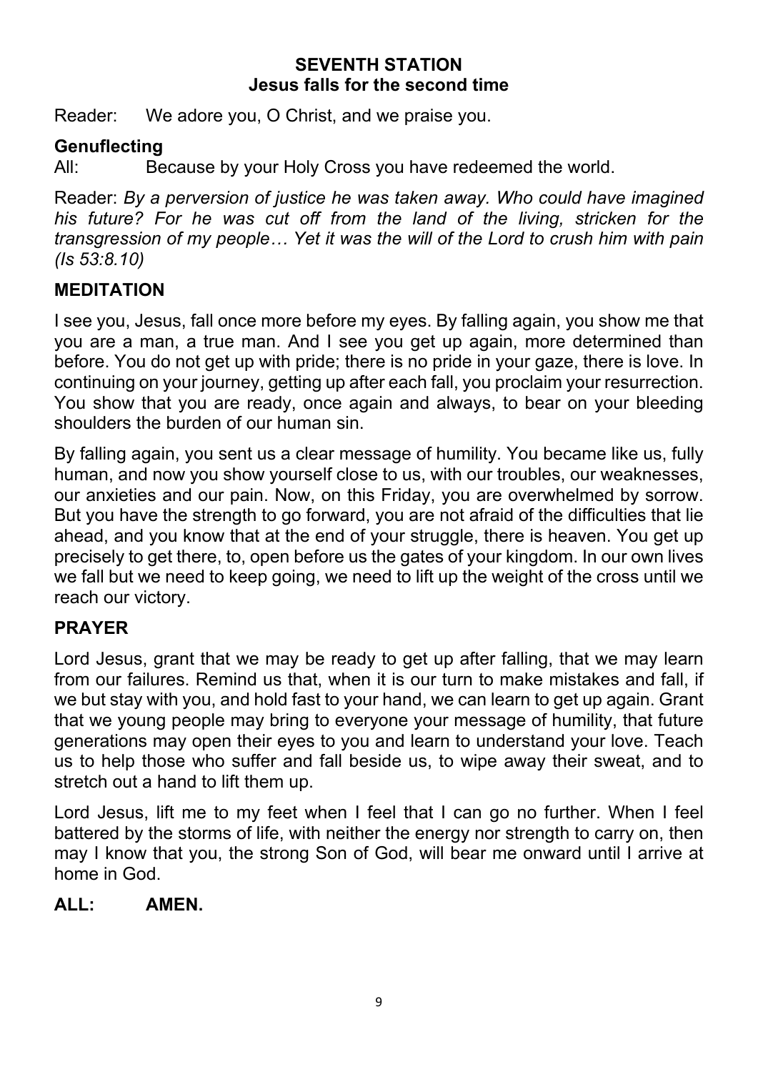## SEVENTH STATION
### Jesus falls for the second time

Reader: We adore you, O Christ, and we praise you.

**Genuflecting**

All: Because by your Holy Cross you have redeemed the world.

Reader: *By a perversion of justice he was taken away. Who could have imagined his future? For he was cut off from the land of the living, stricken for the transgression of my people… Yet it was the will of the Lord to crush him with pain (Is 53:8.10)*

### MEDITATION

I see you, Jesus, fall once more before my eyes. By falling again, you show me that you are a man, a true man. And I see you get up again, more determined than before. You do not get up with pride; there is no pride in your gaze, there is love. In continuing on your journey, getting up after each fall, you proclaim your resurrection. You show that you are ready, once again and always, to bear on your bleeding shoulders the burden of our human sin.

By falling again, you sent us a clear message of humility. You became like us, fully human, and now you show yourself close to us, with our troubles, our weaknesses, our anxieties and our pain. Now, on this Friday, you are overwhelmed by sorrow. But you have the strength to go forward, you are not afraid of the difficulties that lie ahead, and you know that at the end of your struggle, there is heaven. You get up precisely to get there, to, open before us the gates of your kingdom. In our own lives we fall but we need to keep going, we need to lift up the weight of the cross until we reach our victory.

### PRAYER

Lord Jesus, grant that we may be ready to get up after falling, that we may learn from our failures. Remind us that, when it is our turn to make mistakes and fall, if we but stay with you, and hold fast to your hand, we can learn to get up again. Grant that we young people may bring to everyone your message of humility, that future generations may open their eyes to you and learn to understand your love. Teach us to help those who suffer and fall beside us, to wipe away their sweat, and to stretch out a hand to lift them up.

Lord Jesus, lift me to my feet when I feel that I can go no further. When I feel battered by the storms of life, with neither the energy nor strength to carry on, then may I know that you, the strong Son of God, will bear me onward until I arrive at home in God.

**ALL: AMEN.**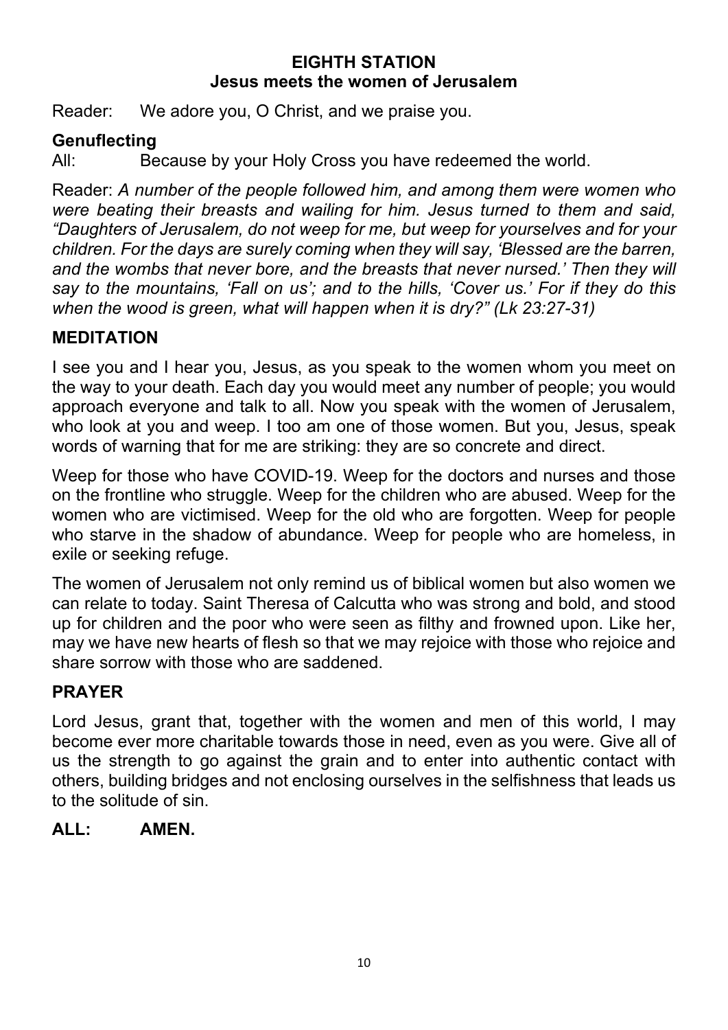## EIGHTH STATION
### Jesus meets the women of Jerusalem

Reader: We adore you, O Christ, and we praise you.

**Genuflecting**

All: Because by your Holy Cross you have redeemed the world.

Reader: *A number of the people followed him, and among them were women who were beating their breasts and wailing for him. Jesus turned to them and said, "Daughters of Jerusalem, do not weep for me, but weep for yourselves and for your children. For the days are surely coming when they will say, 'Blessed are the barren, and the wombs that never bore, and the breasts that never nursed.' Then they will say to the mountains, 'Fall on us'; and to the hills, 'Cover us.' For if they do this when the wood is green, what will happen when it is dry?" (Lk 23:27-31)*

**MEDITATION**

I see you and I hear you, Jesus, as you speak to the women whom you meet on the way to your death. Each day you would meet any number of people; you would approach everyone and talk to all. Now you speak with the women of Jerusalem, who look at you and weep. I too am one of those women. But you, Jesus, speak words of warning that for me are striking: they are so concrete and direct.

Weep for those who have COVID-19. Weep for the doctors and nurses and those on the frontline who struggle. Weep for the children who are abused. Weep for the women who are victimised. Weep for the old who are forgotten. Weep for people who starve in the shadow of abundance. Weep for people who are homeless, in exile or seeking refuge.

The women of Jerusalem not only remind us of biblical women but also women we can relate to today. Saint Theresa of Calcutta who was strong and bold, and stood up for children and the poor who were seen as filthy and frowned upon. Like her, may we have new hearts of flesh so that we may rejoice with those who rejoice and share sorrow with those who are saddened.

**PRAYER**

Lord Jesus, grant that, together with the women and men of this world, I may become ever more charitable towards those in need, even as you were. Give all of us the strength to go against the grain and to enter into authentic contact with others, building bridges and not enclosing ourselves in the selfishness that leads us to the solitude of sin.

**ALL: AMEN.**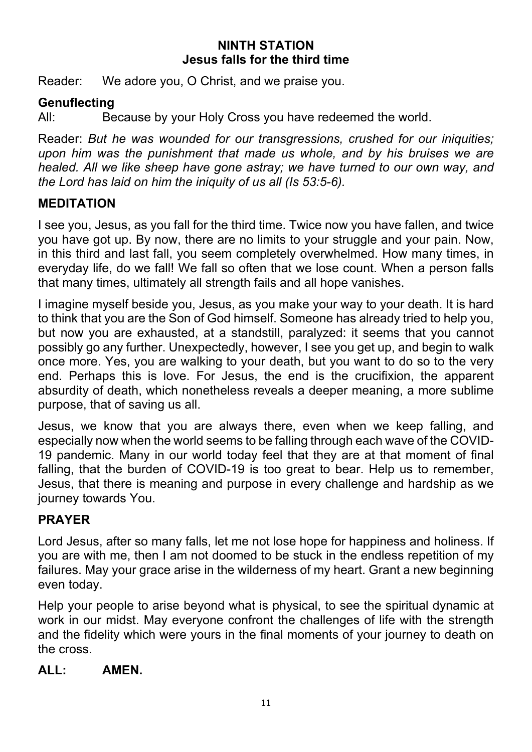## NINTH STATION
## Jesus falls for the third time

Reader: We adore you, O Christ, and we praise you.

**Genuflecting**

All: Because by your Holy Cross you have redeemed the world.

Reader: *But he was wounded for our transgressions, crushed for our iniquities; upon him was the punishment that made us whole, and by his bruises we are healed. All we like sheep have gone astray; we have turned to our own way, and the Lord has laid on him the iniquity of us all (Is 53:5-6).*

### MEDITATION

I see you, Jesus, as you fall for the third time. Twice now you have fallen, and twice you have got up. By now, there are no limits to your struggle and your pain. Now, in this third and last fall, you seem completely overwhelmed. How many times, in everyday life, do we fall! We fall so often that we lose count. When a person falls that many times, ultimately all strength fails and all hope vanishes.

I imagine myself beside you, Jesus, as you make your way to your death. It is hard to think that you are the Son of God himself. Someone has already tried to help you, but now you are exhausted, at a standstill, paralyzed: it seems that you cannot possibly go any further. Unexpectedly, however, I see you get up, and begin to walk once more. Yes, you are walking to your death, but you want to do so to the very end. Perhaps this is love. For Jesus, the end is the crucifixion, the apparent absurdity of death, which nonetheless reveals a deeper meaning, a more sublime purpose, that of saving us all.

Jesus, we know that you are always there, even when we keep falling, and especially now when the world seems to be falling through each wave of the COVID-19 pandemic. Many in our world today feel that they are at that moment of final falling, that the burden of COVID-19 is too great to bear. Help us to remember, Jesus, that there is meaning and purpose in every challenge and hardship as we journey towards You.

### PRAYER

Lord Jesus, after so many falls, let me not lose hope for happiness and holiness. If you are with me, then I am not doomed to be stuck in the endless repetition of my failures. May your grace arise in the wilderness of my heart. Grant a new beginning even today.

Help your people to arise beyond what is physical, to see the spiritual dynamic at work in our midst. May everyone confront the challenges of life with the strength and the fidelity which were yours in the final moments of your journey to death on the cross.

**ALL: AMEN.**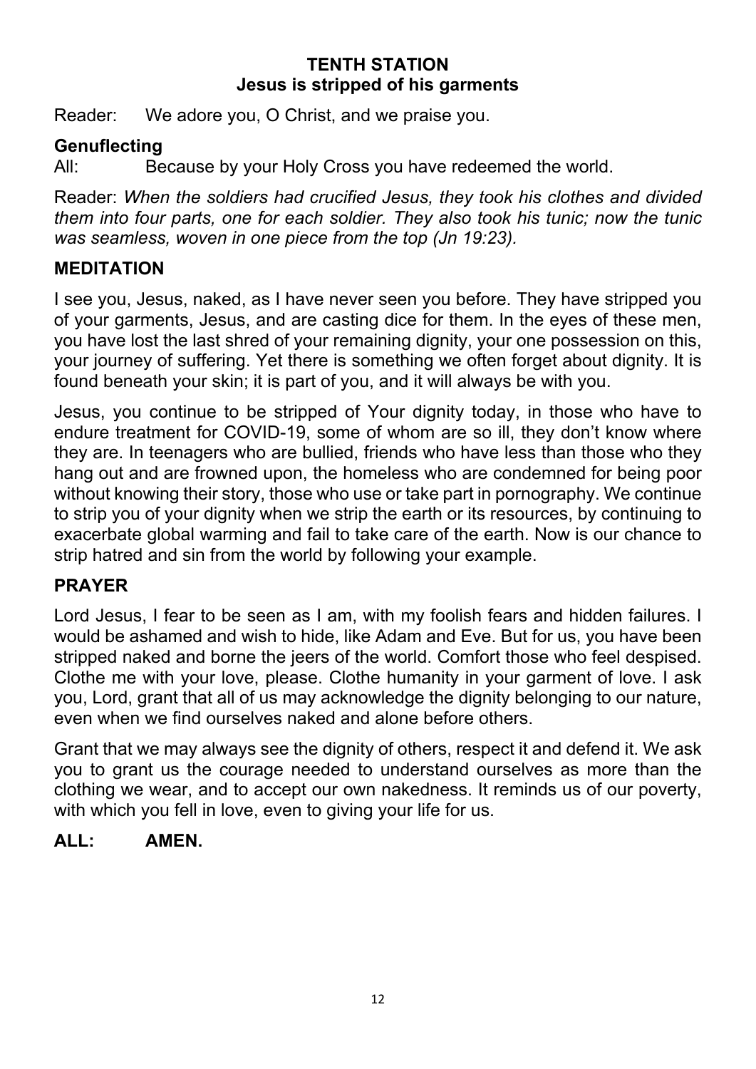**TENTH STATION**
**Jesus is stripped of his garments**

Reader: We adore you, O Christ, and we praise you.

**Genuflecting**

All: Because by your Holy Cross you have redeemed the world.

Reader: *When the soldiers had crucified Jesus, they took his clothes and divided them into four parts, one for each soldier. They also took his tunic; now the tunic was seamless, woven in one piece from the top (Jn 19:23).*

## MEDITATION

I see you, Jesus, naked, as I have never seen you before. They have stripped you of your garments, Jesus, and are casting dice for them. In the eyes of these men, you have lost the last shred of your remaining dignity, your one possession on this, your journey of suffering. Yet there is something we often forget about dignity. It is found beneath your skin; it is part of you, and it will always be with you.

Jesus, you continue to be stripped of Your dignity today, in those who have to endure treatment for COVID-19, some of whom are so ill, they don't know where they are. In teenagers who are bullied, friends who have less than those who they hang out and are frowned upon, the homeless who are condemned for being poor without knowing their story, those who use or take part in pornography. We continue to strip you of your dignity when we strip the earth or its resources, by continuing to exacerbate global warming and fail to take care of the earth. Now is our chance to strip hatred and sin from the world by following your example.

## PRAYER

Lord Jesus, I fear to be seen as I am, with my foolish fears and hidden failures. I would be ashamed and wish to hide, like Adam and Eve. But for us, you have been stripped naked and borne the jeers of the world. Comfort those who feel despised. Clothe me with your love, please. Clothe humanity in your garment of love. I ask you, Lord, grant that all of us may acknowledge the dignity belonging to our nature, even when we find ourselves naked and alone before others.

Grant that we may always see the dignity of others, respect it and defend it. We ask you to grant us the courage needed to understand ourselves as more than the clothing we wear, and to accept our own nakedness. It reminds us of our poverty, with which you fell in love, even to giving your life for us.

**ALL: AMEN.**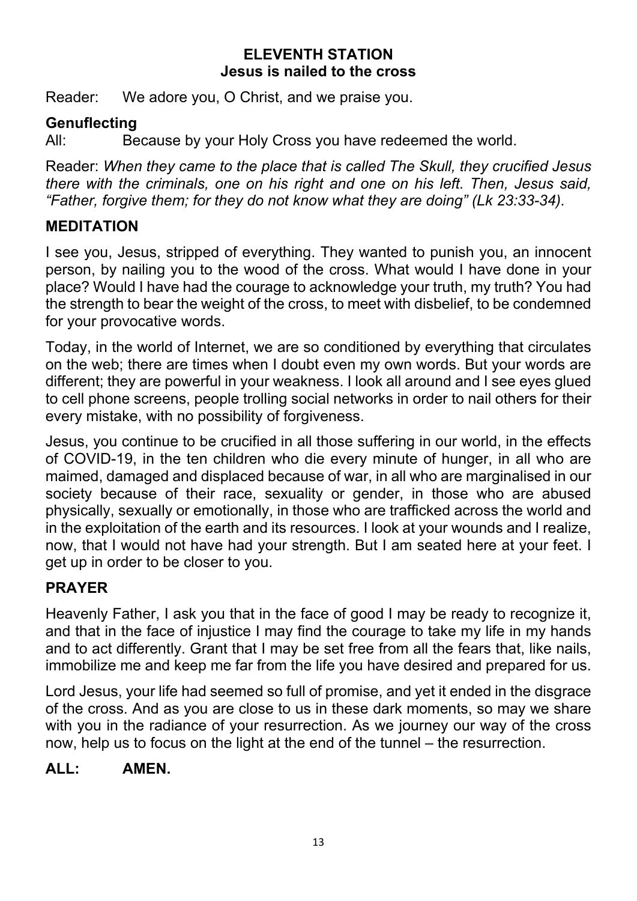## ELEVENTH STATION
### Jesus is nailed to the cross

Reader: We adore you, O Christ, and we praise you.

**Genuflecting**

All: Because by your Holy Cross you have redeemed the world.

Reader: *When they came to the place that is called The Skull, they crucified Jesus there with the criminals, one on his right and one on his left. Then, Jesus said, "Father, forgive them; for they do not know what they are doing" (Lk 23:33-34).*

### MEDITATION

I see you, Jesus, stripped of everything. They wanted to punish you, an innocent person, by nailing you to the wood of the cross. What would I have done in your place? Would I have had the courage to acknowledge your truth, my truth? You had the strength to bear the weight of the cross, to meet with disbelief, to be condemned for your provocative words.

Today, in the world of Internet, we are so conditioned by everything that circulates on the web; there are times when I doubt even my own words. But your words are different; they are powerful in your weakness. I look all around and I see eyes glued to cell phone screens, people trolling social networks in order to nail others for their every mistake, with no possibility of forgiveness.

Jesus, you continue to be crucified in all those suffering in our world, in the effects of COVID-19, in the ten children who die every minute of hunger, in all who are maimed, damaged and displaced because of war, in all who are marginalised in our society because of their race, sexuality or gender, in those who are abused physically, sexually or emotionally, in those who are trafficked across the world and in the exploitation of the earth and its resources. I look at your wounds and I realize, now, that I would not have had your strength. But I am seated here at your feet. I get up in order to be closer to you.

### PRAYER

Heavenly Father, I ask you that in the face of good I may be ready to recognize it, and that in the face of injustice I may find the courage to take my life in my hands and to act differently. Grant that I may be set free from all the fears that, like nails, immobilize me and keep me far from the life you have desired and prepared for us.

Lord Jesus, your life had seemed so full of promise, and yet it ended in the disgrace of the cross. And as you are close to us in these dark moments, so may we share with you in the radiance of your resurrection. As we journey our way of the cross now, help us to focus on the light at the end of the tunnel – the resurrection.

**ALL: AMEN.**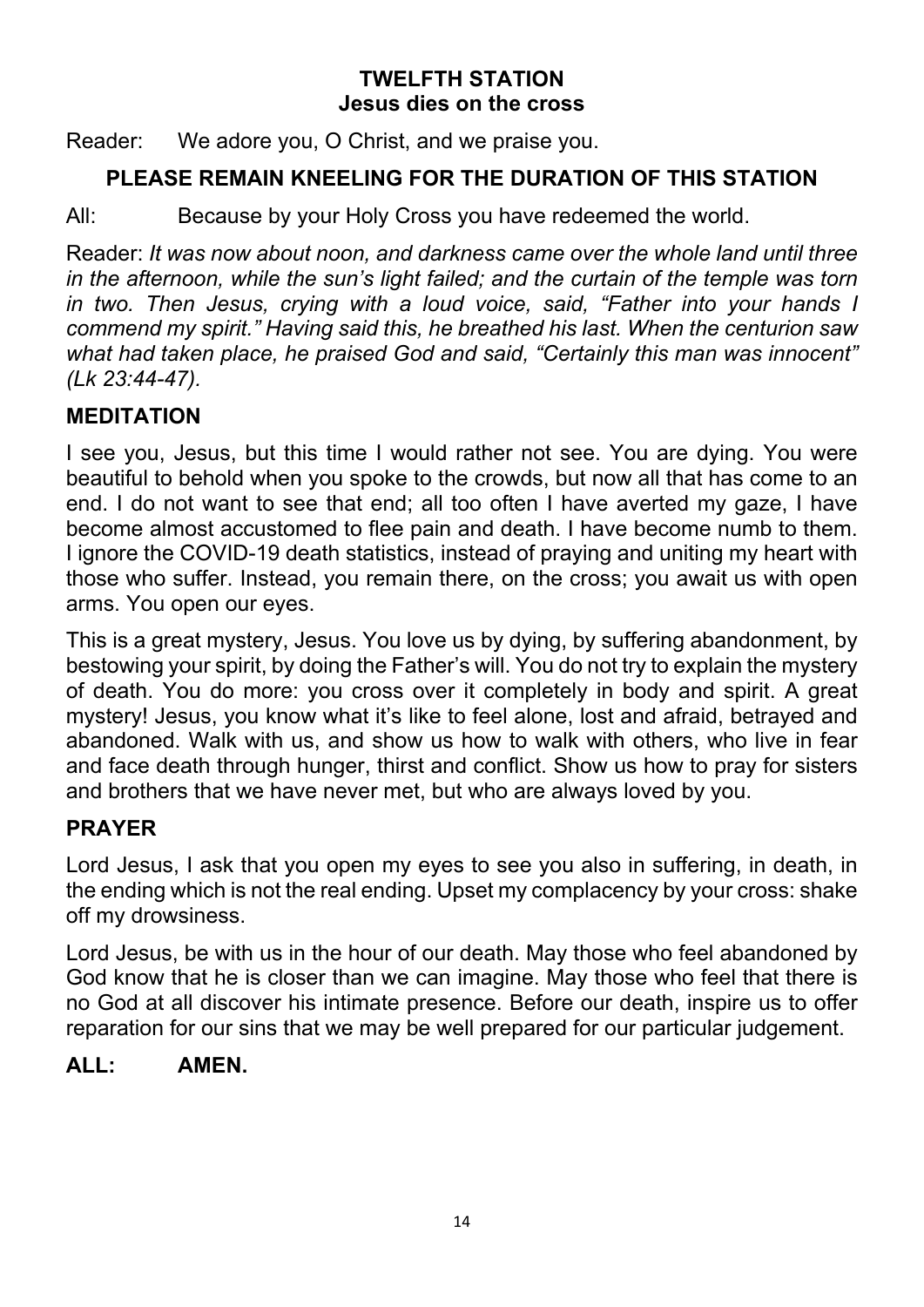## TWELFTH STATION
### Jesus dies on the cross

Reader: We adore you, O Christ, and we praise you.

**PLEASE REMAIN KNEELING FOR THE DURATION OF THIS STATION**

All: Because by your Holy Cross you have redeemed the world.

Reader: *It was now about noon, and darkness came over the whole land until three in the afternoon, while the sun's light failed; and the curtain of the temple was torn in two. Then Jesus, crying with a loud voice, said, "Father into your hands I commend my spirit." Having said this, he breathed his last. When the centurion saw what had taken place, he praised God and said, "Certainly this man was innocent" (Lk 23:44-47).*

**MEDITATION**

I see you, Jesus, but this time I would rather not see. You are dying. You were beautiful to behold when you spoke to the crowds, but now all that has come to an end. I do not want to see that end; all too often I have averted my gaze, I have become almost accustomed to flee pain and death. I have become numb to them. I ignore the COVID-19 death statistics, instead of praying and uniting my heart with those who suffer. Instead, you remain there, on the cross; you await us with open arms. You open our eyes.

This is a great mystery, Jesus. You love us by dying, by suffering abandonment, by bestowing your spirit, by doing the Father's will. You do not try to explain the mystery of death. You do more: you cross over it completely in body and spirit. A great mystery! Jesus, you know what it's like to feel alone, lost and afraid, betrayed and abandoned. Walk with us, and show us how to walk with others, who live in fear and face death through hunger, thirst and conflict. Show us how to pray for sisters and brothers that we have never met, but who are always loved by you.

**PRAYER**

Lord Jesus, I ask that you open my eyes to see you also in suffering, in death, in the ending which is not the real ending. Upset my complacency by your cross: shake off my drowsiness.

Lord Jesus, be with us in the hour of our death. May those who feel abandoned by God know that he is closer than we can imagine. May those who feel that there is no God at all discover his intimate presence. Before our death, inspire us to offer reparation for our sins that we may be well prepared for our particular judgement.

**ALL: AMEN.**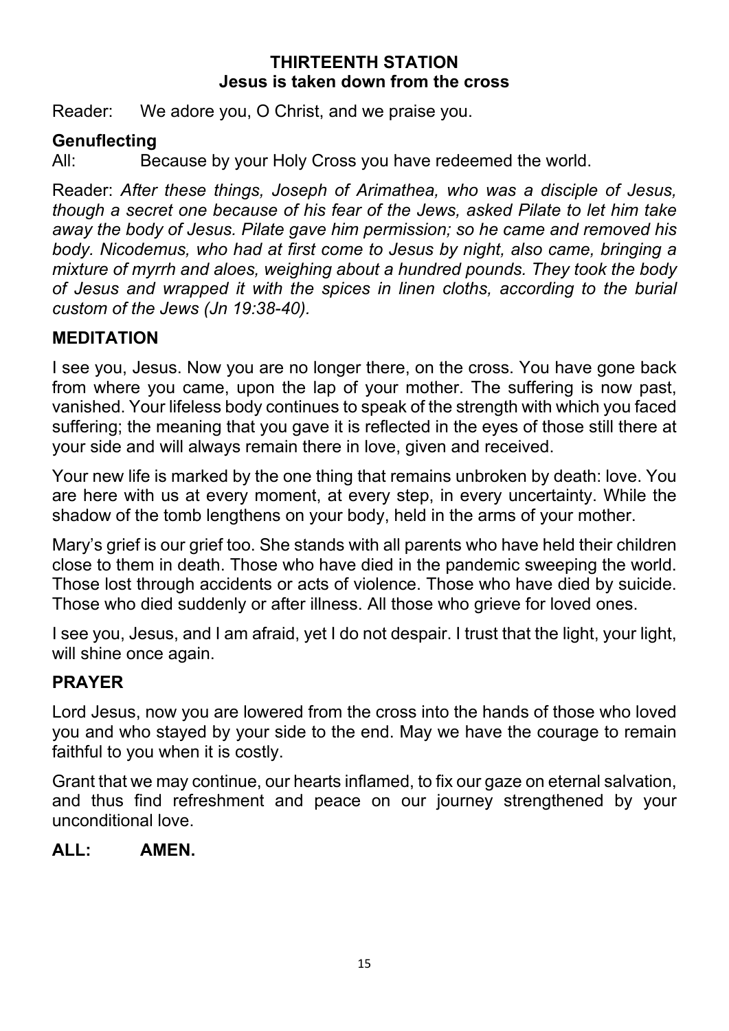## THIRTEENTH STATION
### Jesus is taken down from the cross

Reader: We adore you, O Christ, and we praise you.

**Genuflecting**

All: Because by your Holy Cross you have redeemed the world.

Reader: *After these things, Joseph of Arimathea, who was a disciple of Jesus, though a secret one because of his fear of the Jews, asked Pilate to let him take away the body of Jesus. Pilate gave him permission; so he came and removed his body. Nicodemus, who had at first come to Jesus by night, also came, bringing a mixture of myrrh and aloes, weighing about a hundred pounds. They took the body of Jesus and wrapped it with the spices in linen cloths, according to the burial custom of the Jews (Jn 19:38-40).*

### MEDITATION

I see you, Jesus. Now you are no longer there, on the cross. You have gone back from where you came, upon the lap of your mother. The suffering is now past, vanished. Your lifeless body continues to speak of the strength with which you faced suffering; the meaning that you gave it is reflected in the eyes of those still there at your side and will always remain there in love, given and received.

Your new life is marked by the one thing that remains unbroken by death: love. You are here with us at every moment, at every step, in every uncertainty. While the shadow of the tomb lengthens on your body, held in the arms of your mother.

Mary's grief is our grief too. She stands with all parents who have held their children close to them in death. Those who have died in the pandemic sweeping the world. Those lost through accidents or acts of violence. Those who have died by suicide. Those who died suddenly or after illness. All those who grieve for loved ones.

I see you, Jesus, and I am afraid, yet I do not despair. I trust that the light, your light, will shine once again.

### PRAYER

Lord Jesus, now you are lowered from the cross into the hands of those who loved you and who stayed by your side to the end. May we have the courage to remain faithful to you when it is costly.

Grant that we may continue, our hearts inflamed, to fix our gaze on eternal salvation, and thus find refreshment and peace on our journey strengthened by your unconditional love.

**ALL: AMEN.**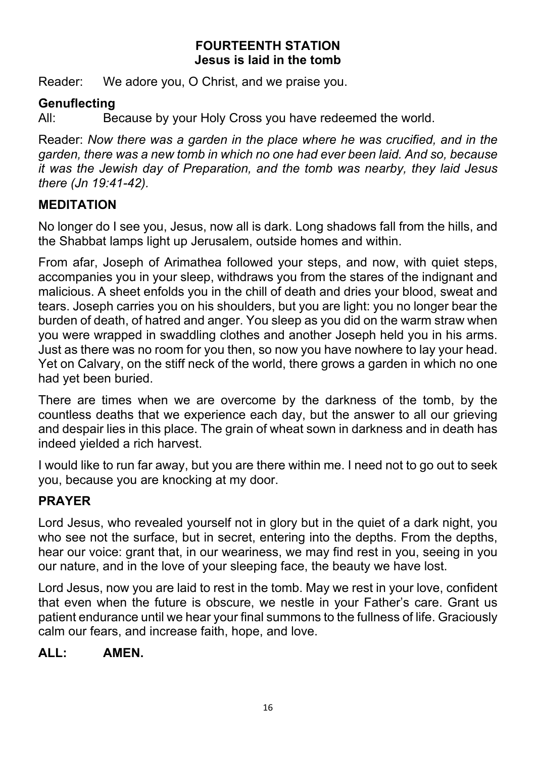## FOURTEENTH STATION
## Jesus is laid in the tomb

Reader: We adore you, O Christ, and we praise you.

**Genuflecting**

All: Because by your Holy Cross you have redeemed the world.

Reader: *Now there was a garden in the place where he was crucified, and in the garden, there was a new tomb in which no one had ever been laid. And so, because it was the Jewish day of Preparation, and the tomb was nearby, they laid Jesus there (Jn 19:41-42).*

### MEDITATION

No longer do I see you, Jesus, now all is dark. Long shadows fall from the hills, and the Shabbat lamps light up Jerusalem, outside homes and within.

From afar, Joseph of Arimathea followed your steps, and now, with quiet steps, accompanies you in your sleep, withdraws you from the stares of the indignant and malicious. A sheet enfolds you in the chill of death and dries your blood, sweat and tears. Joseph carries you on his shoulders, but you are light: you no longer bear the burden of death, of hatred and anger. You sleep as you did on the warm straw when you were wrapped in swaddling clothes and another Joseph held you in his arms. Just as there was no room for you then, so now you have nowhere to lay your head. Yet on Calvary, on the stiff neck of the world, there grows a garden in which no one had yet been buried.

There are times when we are overcome by the darkness of the tomb, by the countless deaths that we experience each day, but the answer to all our grieving and despair lies in this place. The grain of wheat sown in darkness and in death has indeed yielded a rich harvest.

I would like to run far away, but you are there within me. I need not to go out to seek you, because you are knocking at my door.

### PRAYER

Lord Jesus, who revealed yourself not in glory but in the quiet of a dark night, you who see not the surface, but in secret, entering into the depths. From the depths, hear our voice: grant that, in our weariness, we may find rest in you, seeing in you our nature, and in the love of your sleeping face, the beauty we have lost.

Lord Jesus, now you are laid to rest in the tomb. May we rest in your love, confident that even when the future is obscure, we nestle in your Father's care. Grant us patient endurance until we hear your final summons to the fullness of life. Graciously calm our fears, and increase faith, hope, and love.

**ALL: AMEN.**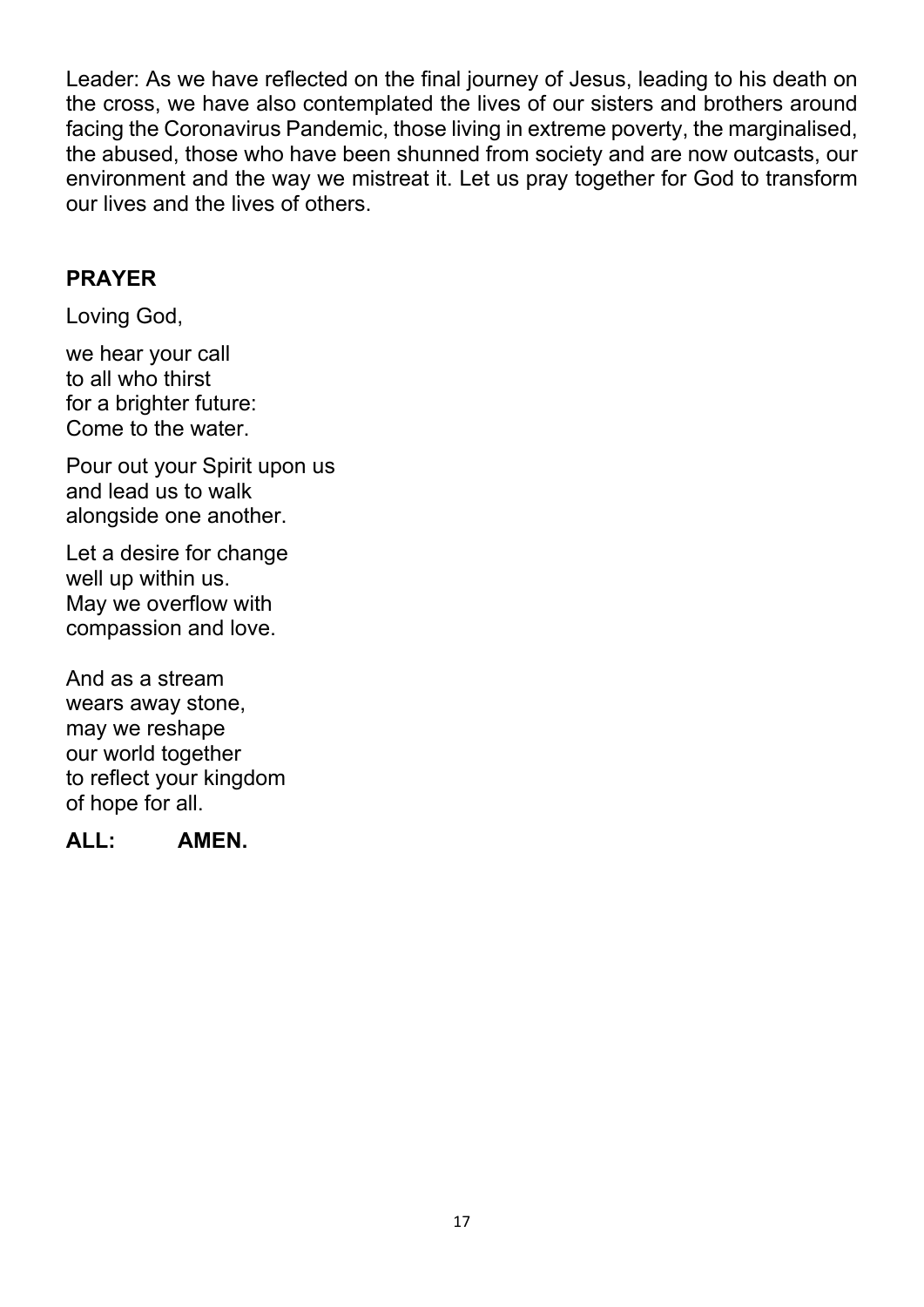Leader: As we have reflected on the final journey of Jesus, leading to his death on the cross, we have also contemplated the lives of our sisters and brothers around facing the Coronavirus Pandemic, those living in extreme poverty, the marginalised, the abused, those who have been shunned from society and are now outcasts, our environment and the way we mistreat it. Let us pray together for God to transform our lives and the lives of others.

**PRAYER**

Loving God,

we hear your call
to all who thirst
for a brighter future:
Come to the water.

Pour out your Spirit upon us
and lead us to walk
alongside one another.

Let a desire for change
well up within us.
May we overflow with
compassion and love.

And as a stream
wears away stone,
may we reshape
our world together
to reflect your kingdom
of hope for all.

**ALL: AMEN.**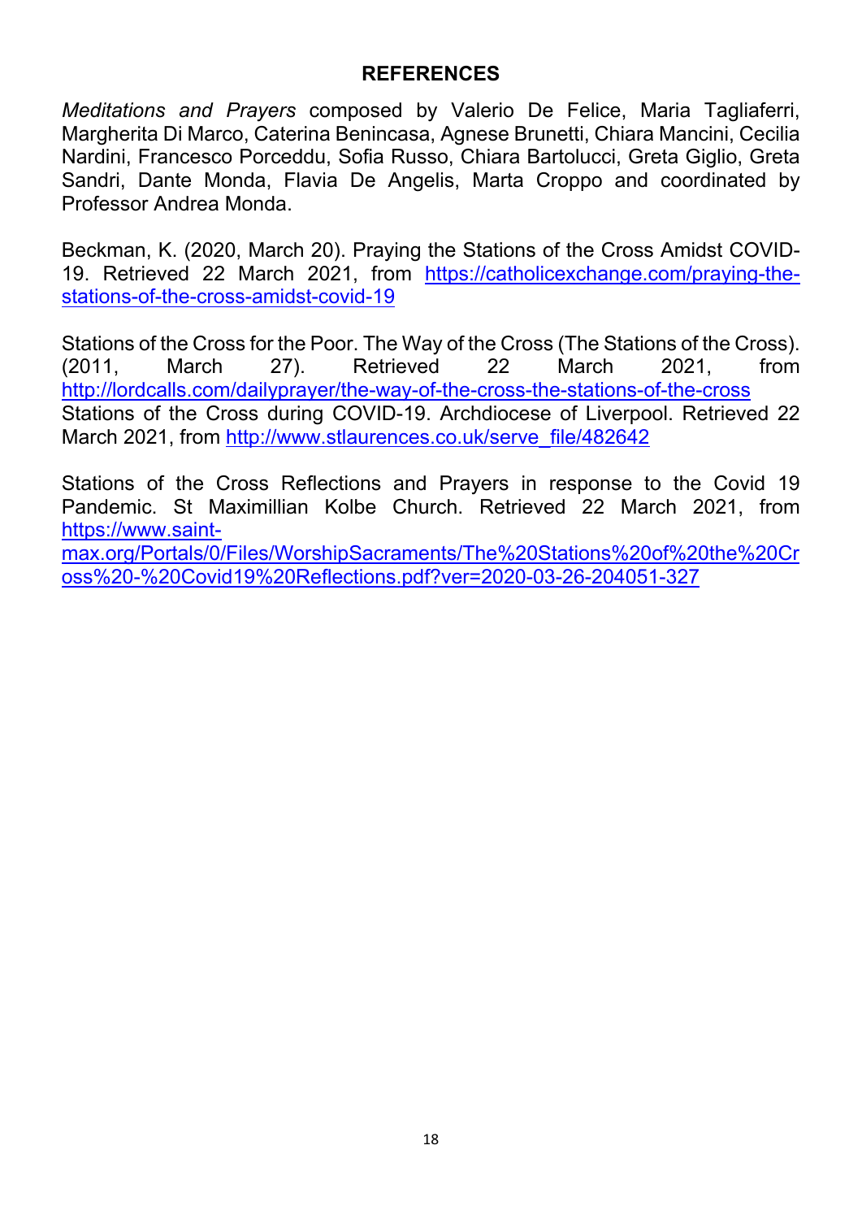## REFERENCES

*Meditations and Prayers* composed by Valerio De Felice, Maria Tagliaferri, Margherita Di Marco, Caterina Benincasa, Agnese Brunetti, Chiara Mancini, Cecilia Nardini, Francesco Porceddu, Sofia Russo, Chiara Bartolucci, Greta Giglio, Greta Sandri, Dante Monda, Flavia De Angelis, Marta Croppo and coordinated by Professor Andrea Monda.

Beckman, K. (2020, March 20). Praying the Stations of the Cross Amidst COVID-19. Retrieved 22 March 2021, from https://catholicexchange.com/praying-the-stations-of-the-cross-amidst-covid-19

Stations of the Cross for the Poor. The Way of the Cross (The Stations of the Cross). (2011, March 27). Retrieved 22 March 2021, from http://lordcalls.com/dailyprayer/the-way-of-the-cross-the-stations-of-the-cross
Stations of the Cross during COVID-19. Archdiocese of Liverpool. Retrieved 22 March 2021, from http://www.stlaurences.co.uk/serve_file/482642

Stations of the Cross Reflections and Prayers in response to the Covid 19 Pandemic. St Maximillian Kolbe Church. Retrieved 22 March 2021, from https://www.saint-max.org/Portals/0/Files/WorshipSacraments/The%20Stations%20of%20the%20Cross%20-%20Covid19%20Reflections.pdf?ver=2020-03-26-204051-327